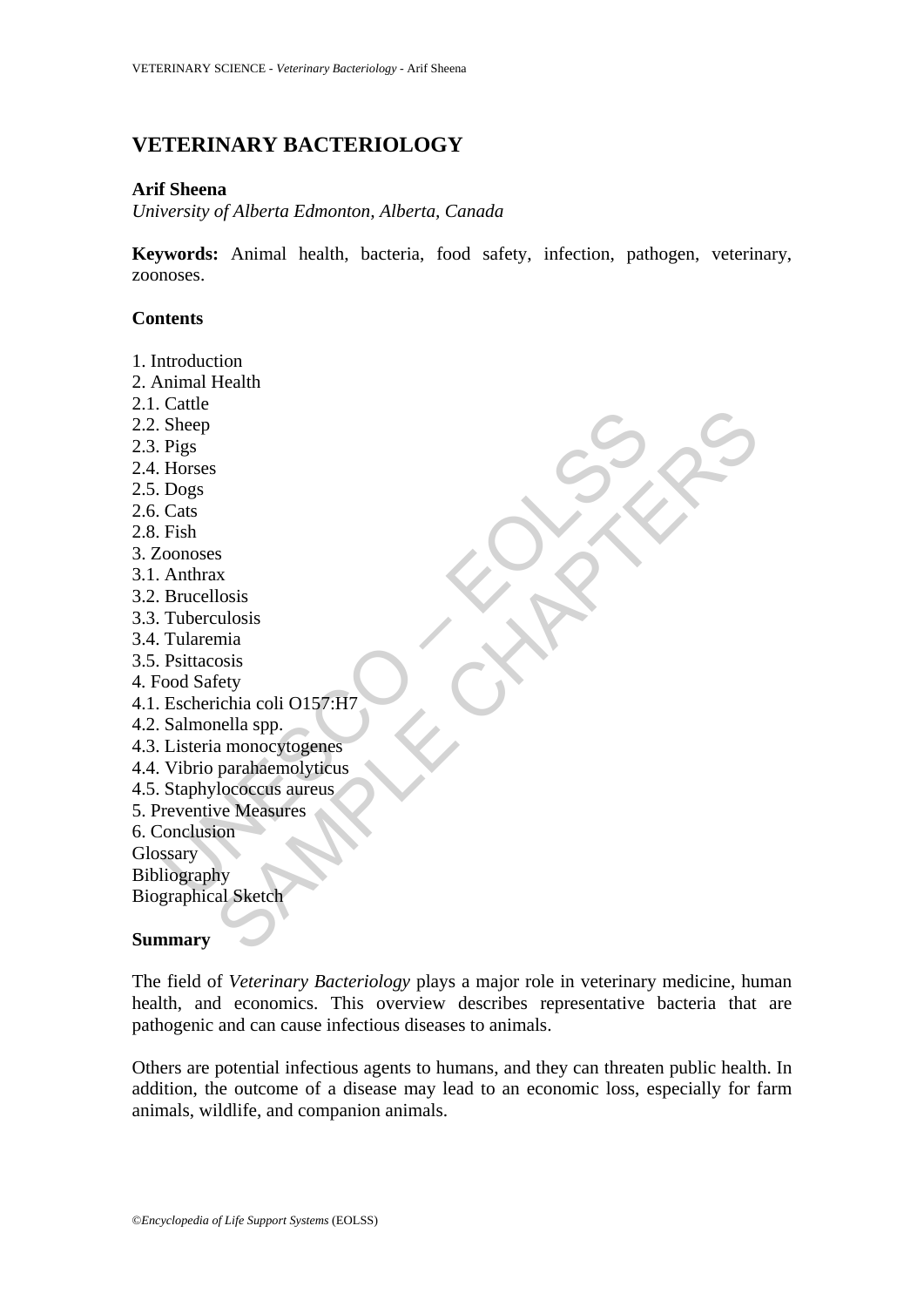# VETERINARY BACTERIOLOGY

**Arif Sheena**

*University of Alberta Edmonton, Alberta, Canada*

**Keywords:** Animal health, bacteria, food safety, infection, pathogen, veterinary, zoonoses.

## Contents

1. Introduction
2. Animal Health
2.1. Cattle
2.2. Sheep
2.3. Pigs
2.4. Horses
2.5. Dogs
2.6. Cats
2.8. Fish
3. Zoonoses
3.1. Anthrax
3.2. Brucellosis
3.3. Tuberculosis
3.4. Tularemia
3.5. Psittacosis
4. Food Safety
4.1. Escherichia coli O157:H7
4.2. Salmonella spp.
4.3. Listeria monocytogenes
4.4. Vibrio parahaemolyticus
4.5. Staphylococcus aureus
5. Preventive Measures
6. Conclusion

Glossary
Bibliography
Biographical Sketch

## Summary

The field of *Veterinary Bacteriology* plays a major role in veterinary medicine, human health, and economics. This overview describes representative bacteria that are pathogenic and can cause infectious diseases to animals.

Others are potential infectious agents to humans, and they can threaten public health. In addition, the outcome of a disease may lead to an economic loss, especially for farm animals, wildlife, and companion animals.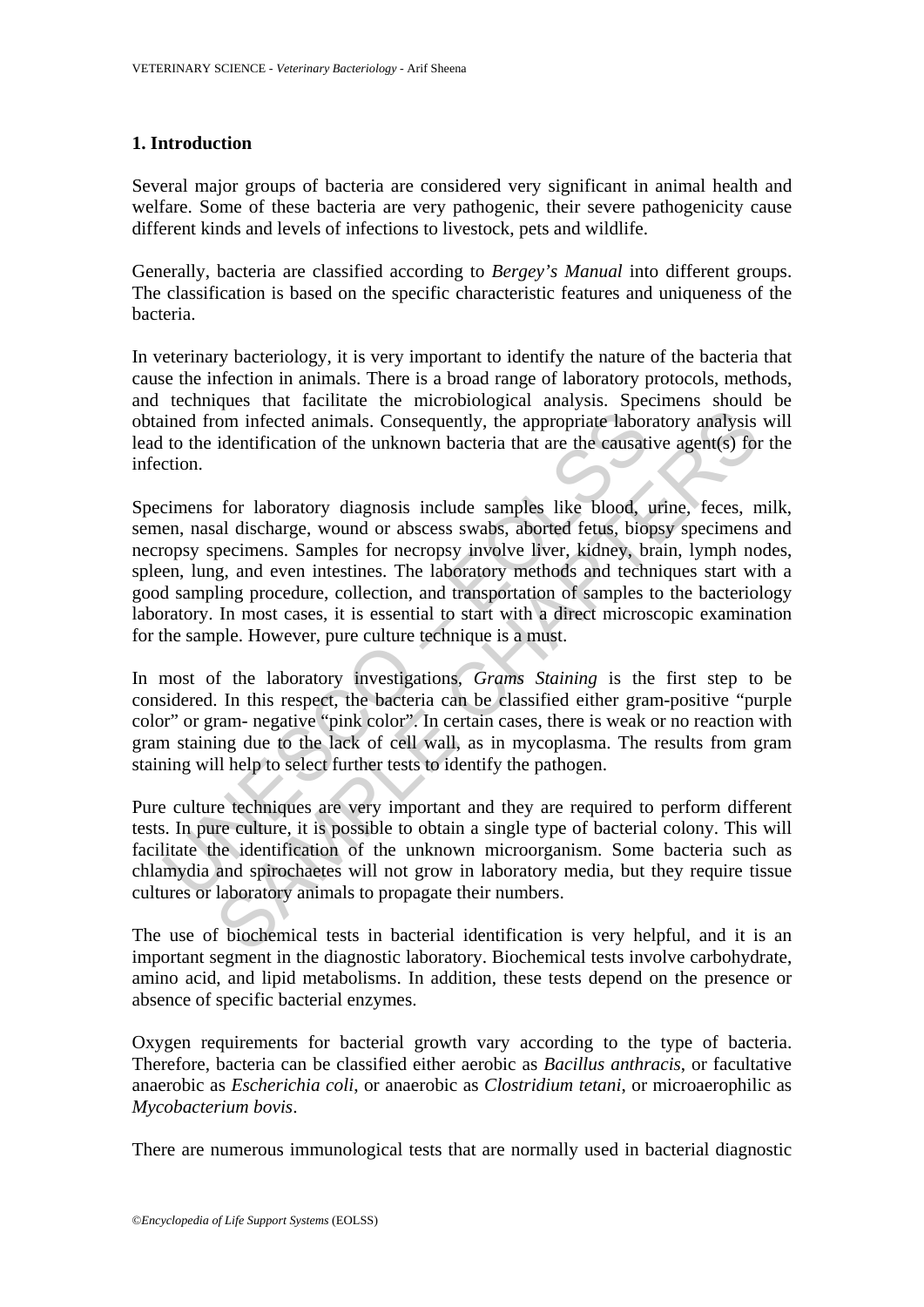## 1. Introduction

Several major groups of bacteria are considered very significant in animal health and welfare. Some of these bacteria are very pathogenic, their severe pathogenicity cause different kinds and levels of infections to livestock, pets and wildlife.

Generally, bacteria are classified according to *Bergey's Manual* into different groups. The classification is based on the specific characteristic features and uniqueness of the bacteria.

In veterinary bacteriology, it is very important to identify the nature of the bacteria that cause the infection in animals. There is a broad range of laboratory protocols, methods, and techniques that facilitate the microbiological analysis. Specimens should be obtained from infected animals. Consequently, the appropriate laboratory analysis will lead to the identification of the unknown bacteria that are the causative agent(s) for the infection.

Specimens for laboratory diagnosis include samples like blood, urine, feces, milk, semen, nasal discharge, wound or abscess swabs, aborted fetus, biopsy specimens and necropsy specimens. Samples for necropsy involve liver, kidney, brain, lymph nodes, spleen, lung, and even intestines. The laboratory methods and techniques start with a good sampling procedure, collection, and transportation of samples to the bacteriology laboratory. In most cases, it is essential to start with a direct microscopic examination for the sample. However, pure culture technique is a must.

In most of the laboratory investigations, *Grams Staining* is the first step to be considered. In this respect, the bacteria can be classified either gram-positive "purple color" or gram- negative "pink color". In certain cases, there is weak or no reaction with gram staining due to the lack of cell wall, as in mycoplasma. The results from gram staining will help to select further tests to identify the pathogen.

Pure culture techniques are very important and they are required to perform different tests. In pure culture, it is possible to obtain a single type of bacterial colony. This will facilitate the identification of the unknown microorganism. Some bacteria such as chlamydia and spirochaetes will not grow in laboratory media, but they require tissue cultures or laboratory animals to propagate their numbers.

The use of biochemical tests in bacterial identification is very helpful, and it is an important segment in the diagnostic laboratory. Biochemical tests involve carbohydrate, amino acid, and lipid metabolisms. In addition, these tests depend on the presence or absence of specific bacterial enzymes.

Oxygen requirements for bacterial growth vary according to the type of bacteria. Therefore, bacteria can be classified either aerobic as *Bacillus anthracis*, or facultative anaerobic as *Escherichia coli*, or anaerobic as *Clostridium tetani*, or microaerophilic as *Mycobacterium bovis*.

There are numerous immunological tests that are normally used in bacterial diagnostic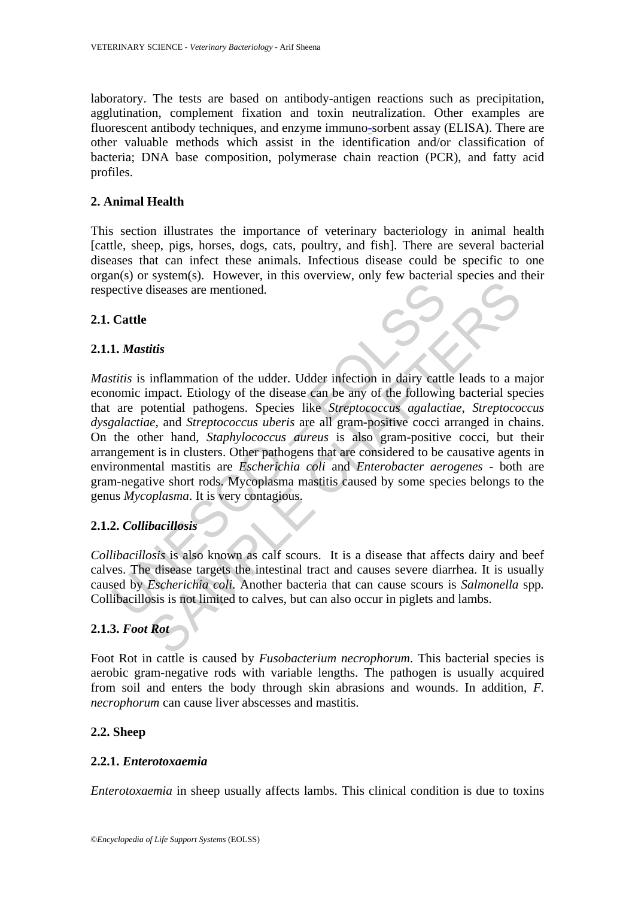laboratory. The tests are based on antibody-antigen reactions such as precipitation, agglutination, complement fixation and toxin neutralization. Other examples are fluorescent antibody techniques, and enzyme immuno-sorbent assay (ELISA). There are other valuable methods which assist in the identification and/or classification of bacteria; DNA base composition, polymerase chain reaction (PCR), and fatty acid profiles.

## 2. Animal Health

This section illustrates the importance of veterinary bacteriology in animal health [cattle, sheep, pigs, horses, dogs, cats, poultry, and fish]. There are several bacterial diseases that can infect these animals. Infectious disease could be specific to one organ(s) or system(s). However, in this overview, only few bacterial species and their respective diseases are mentioned.

### 2.1. Cattle

#### 2.1.1. *Mastitis*

*Mastitis* is inflammation of the udder. Udder infection in dairy cattle leads to a major economic impact. Etiology of the disease can be any of the following bacterial species that are potential pathogens. Species like *Streptococcus agalactiae, Streptococcus dysgalactiae,* and *Streptococcus uberis* are all gram-positive cocci arranged in chains. On the other hand, *Staphylococcus aureus* is also gram-positive cocci, but their arrangement is in clusters. Other pathogens that are considered to be causative agents in environmental mastitis are *Escherichia coli* and *Enterobacter aerogenes* - both are gram-negative short rods. Mycoplasma mastitis caused by some species belongs to the genus *Mycoplasma*. It is very contagious.

#### 2.1.2. *Collibacillosis*

*Collibacillosis* is also known as calf scours. It is a disease that affects dairy and beef calves. The disease targets the intestinal tract and causes severe diarrhea. It is usually caused by *Escherichia coli.* Another bacteria that can cause scours is *Salmonella* spp*.* Collibacillosis is not limited to calves, but can also occur in piglets and lambs.

#### 2.1.3. *Foot Rot*

Foot Rot in cattle is caused by *Fusobacterium necrophorum*. This bacterial species is aerobic gram-negative rods with variable lengths. The pathogen is usually acquired from soil and enters the body through skin abrasions and wounds. In addition, *F. necrophorum* can cause liver abscesses and mastitis.

### 2.2. Sheep

#### 2.2.1. *Enterotoxaemia*

*Enterotoxaemia* in sheep usually affects lambs. This clinical condition is due to toxins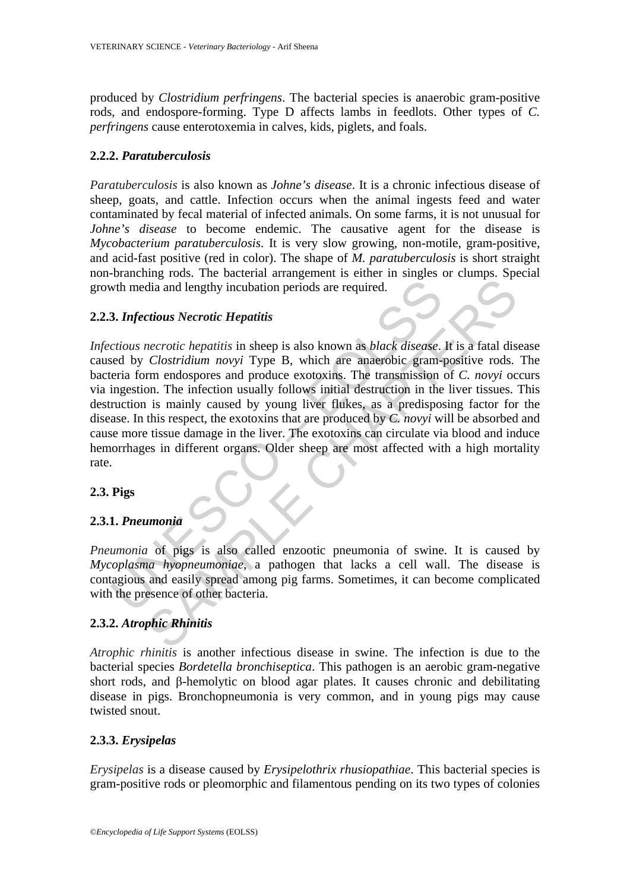produced by *Clostridium perfringens*. The bacterial species is anaerobic gram-positive rods, and endospore-forming. Type D affects lambs in feedlots. Other types of *C. perfringens* cause enterotoxemia in calves, kids, piglets, and foals.

### 2.2.2. *Paratuberculosis*

*Paratuberculosis* is also known as *Johne's disease*. It is a chronic infectious disease of sheep, goats, and cattle. Infection occurs when the animal ingests feed and water contaminated by fecal material of infected animals. On some farms, it is not unusual for *Johne's disease* to become endemic. The causative agent for the disease is *Mycobacterium paratuberculosis*. It is very slow growing, non-motile, gram-positive, and acid-fast positive (red in color). The shape of *M. paratuberculosis* is short straight non-branching rods. The bacterial arrangement is either in singles or clumps. Special growth media and lengthy incubation periods are required.

### 2.2.3. *Infectious Necrotic Hepatitis*

*Infectious necrotic hepatitis* in sheep is also known as *black disease*. It is a fatal disease caused by *Clostridium novyi* Type B, which are anaerobic gram-positive rods. The bacteria form endospores and produce exotoxins. The transmission of *C. novyi* occurs via ingestion. The infection usually follows initial destruction in the liver tissues. This destruction is mainly caused by young liver flukes, as a predisposing factor for the disease. In this respect, the exotoxins that are produced by *C. novyi* will be absorbed and cause more tissue damage in the liver. The exotoxins can circulate via blood and induce hemorrhages in different organs. Older sheep are most affected with a high mortality rate.

## 2.3. Pigs

### 2.3.1. *Pneumonia*

*Pneumonia* of pigs is also called enzootic pneumonia of swine. It is caused by *Mycoplasma hyopneumoniae*, a pathogen that lacks a cell wall. The disease is contagious and easily spread among pig farms. Sometimes, it can become complicated with the presence of other bacteria.

### 2.3.2. *Atrophic Rhinitis*

*Atrophic rhinitis* is another infectious disease in swine. The infection is due to the bacterial species *Bordetella bronchiseptica*. This pathogen is an aerobic gram-negative short rods, and β-hemolytic on blood agar plates. It causes chronic and debilitating disease in pigs. Bronchopneumonia is very common, and in young pigs may cause twisted snout.

### 2.3.3. *Erysipelas*

*Erysipelas* is a disease caused by *Erysipelothrix rhusiopathiae*. This bacterial species is gram-positive rods or pleomorphic and filamentous pending on its two types of colonies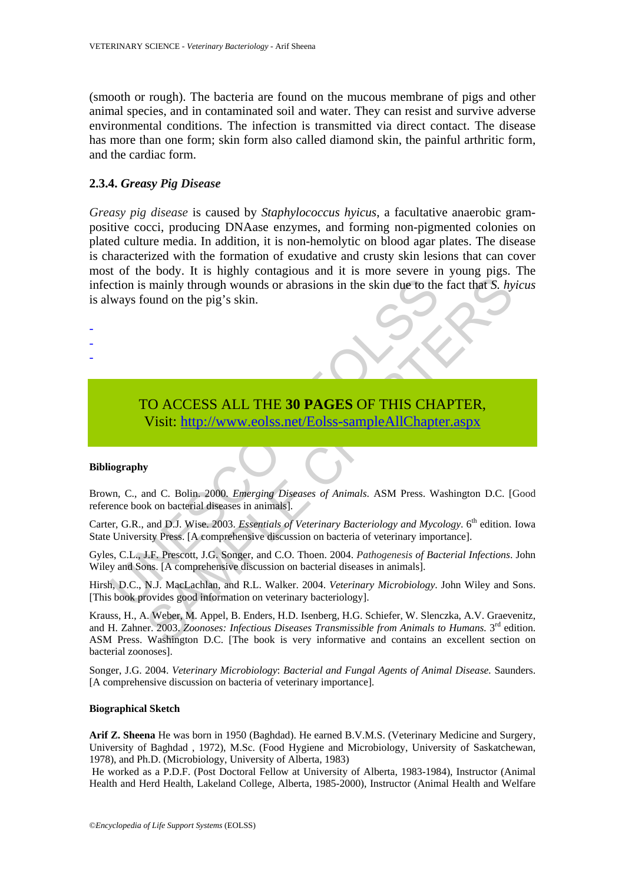(smooth or rough). The bacteria are found on the mucous membrane of pigs and other animal species, and in contaminated soil and water. They can resist and survive adverse environmental conditions. The infection is transmitted via direct contact. The disease has more than one form; skin form also called diamond skin, the painful arthritic form, and the cardiac form.

### 2.3.4. *Greasy Pig Disease*

*Greasy pig disease* is caused by *Staphylococcus hyicus*, a facultative anaerobic gram-positive cocci, producing DNAase enzymes, and forming non-pigmented colonies on plated culture media. In addition, it is non-hemolytic on blood agar plates. The disease is characterized with the formation of exudative and crusty skin lesions that can cover most of the body. It is highly contagious and it is more severe in young pigs. The infection is mainly through wounds or abrasions in the skin due to the fact that *S. hyicus* is always found on the pig's skin.

-
-
-

TO ACCESS ALL THE **30 PAGES** OF THIS CHAPTER,
Visit: http://www.eolss.net/Eolss-sampleAllChapter.aspx

#### Bibliography

Brown, C., and C. Bolin. 2000. *Emerging Diseases of Animals*. ASM Press. Washington D.C. [Good reference book on bacterial diseases in animals].

Carter, G.R., and D.J. Wise. 2003. *Essentials of Veterinary Bacteriology and Mycology*. 6th edition. Iowa State University Press. [A comprehensive discussion on bacteria of veterinary importance].

Gyles, C.L., J.F. Prescott, J.G. Songer, and C.O. Thoen. 2004. *Pathogenesis of Bacterial Infections*. John Wiley and Sons. [A comprehensive discussion on bacterial diseases in animals].

Hirsh, D.C., N.J. MacLachlan, and R.L. Walker. 2004. *Veterinary Microbiology*. John Wiley and Sons. [This book provides good information on veterinary bacteriology].

Krauss, H., A. Weber, M. Appel, B. Enders, H.D. Isenberg, H.G. Schiefer, W. Slenczka, A.V. Graevenitz, and H. Zahner. 2003. *Zoonoses: Infectious Diseases Transmissible from Animals to Humans.* 3rd edition. ASM Press. Washington D.C. [The book is very informative and contains an excellent section on bacterial zoonoses].

Songer, J.G. 2004. *Veterinary Microbiology*: *Bacterial and Fungal Agents of Animal Disease.* Saunders. [A comprehensive discussion on bacteria of veterinary importance].

#### Biographical Sketch

**Arif Z. Sheena** He was born in 1950 (Baghdad). He earned B.V.M.S. (Veterinary Medicine and Surgery, University of Baghdad , 1972), M.Sc. (Food Hygiene and Microbiology, University of Saskatchewan, 1978), and Ph.D. (Microbiology, University of Alberta, 1983)

He worked as a P.D.F. (Post Doctoral Fellow at University of Alberta, 1983-1984), Instructor (Animal Health and Herd Health, Lakeland College, Alberta, 1985-2000), Instructor (Animal Health and Welfare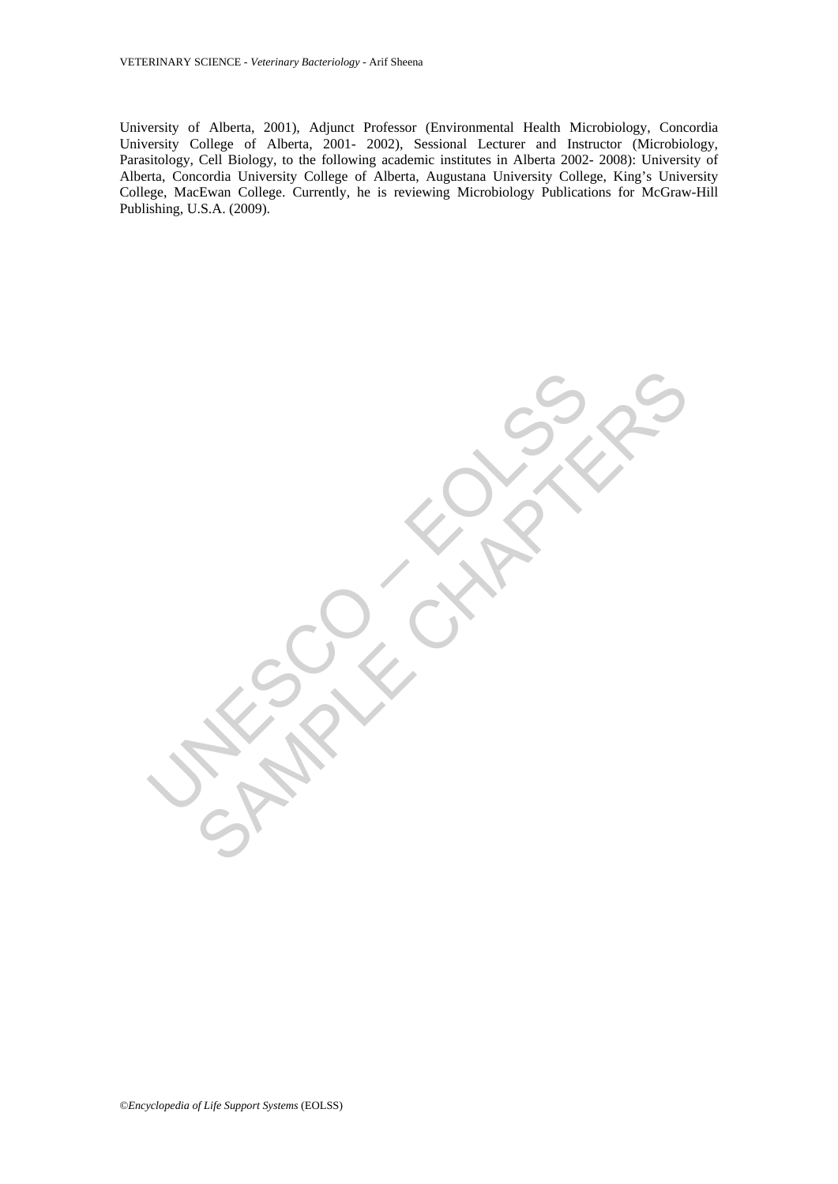University of Alberta, 2001), Adjunct Professor (Environmental Health Microbiology, Concordia University College of Alberta, 2001- 2002), Sessional Lecturer and Instructor (Microbiology, Parasitology, Cell Biology, to the following academic institutes in Alberta 2002- 2008): University of Alberta, Concordia University College of Alberta, Augustana University College, King's University College, MacEwan College. Currently, he is reviewing Microbiology Publications for McGraw-Hill Publishing, U.S.A. (2009).